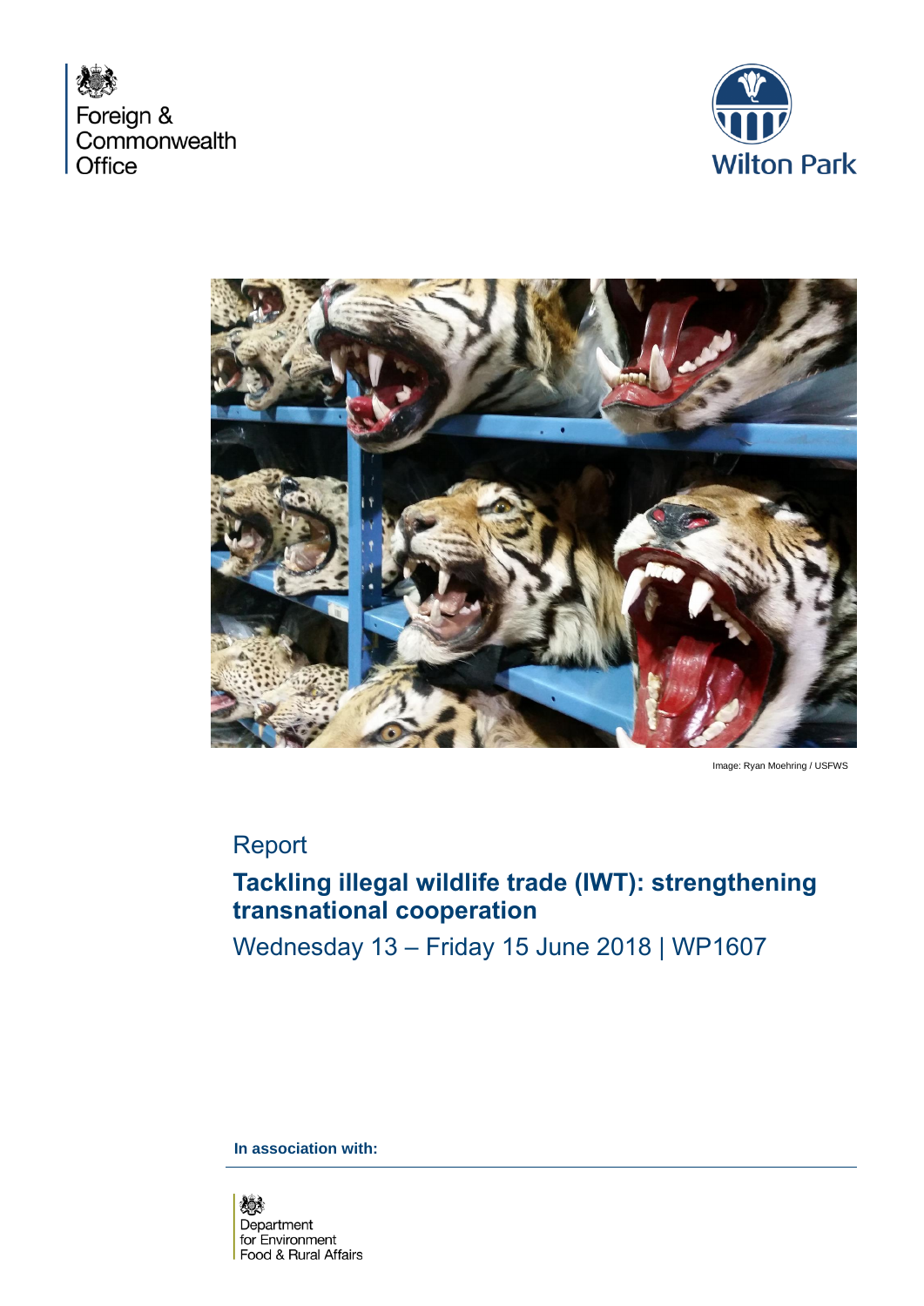Foreign & Commonwealth Office

Wilton Park

Image: Ryan Moehring / USFWS

Report

# Tackling illegal wildlife trade (IWT): strengthening transnational cooperation

Wednesday 13 – Friday 15 June 2018 | WP1607

**In association with:**

Department for Environment Food & Rural Affairs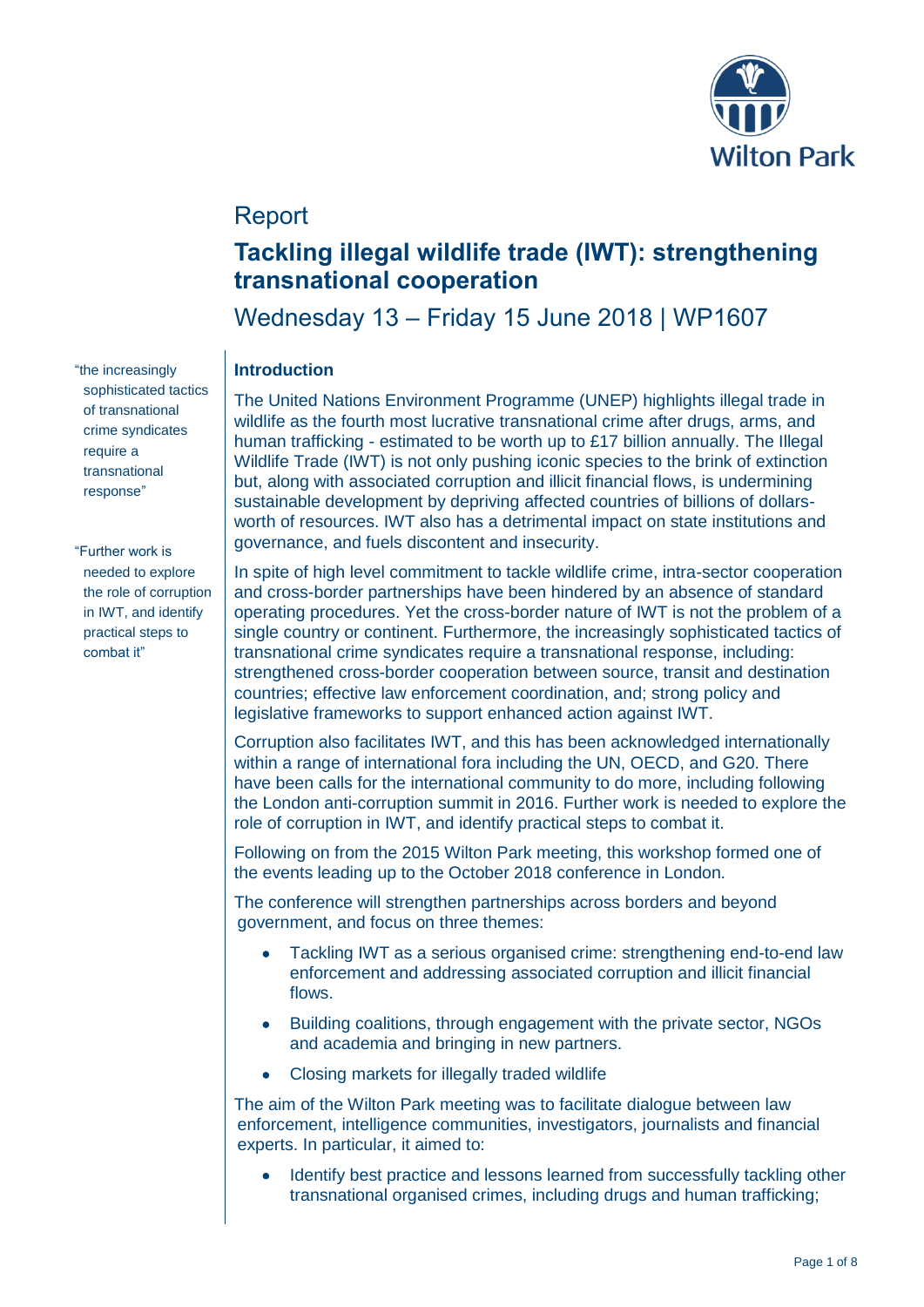# Report

## Tackling illegal wildlife trade (IWT): strengthening transnational cooperation

Wednesday 13 – Friday 15 June 2018 | WP1607

"the increasingly sophisticated tactics of transnational crime syndicates require a transnational response"

"Further work is needed to explore the role of corruption in IWT, and identify practical steps to combat it"

### Introduction

The United Nations Environment Programme (UNEP) highlights illegal trade in wildlife as the fourth most lucrative transnational crime after drugs, arms, and human trafficking - estimated to be worth up to £17 billion annually. The Illegal Wildlife Trade (IWT) is not only pushing iconic species to the brink of extinction but, along with associated corruption and illicit financial flows, is undermining sustainable development by depriving affected countries of billions of dollars-worth of resources. IWT also has a detrimental impact on state institutions and governance, and fuels discontent and insecurity.

In spite of high level commitment to tackle wildlife crime, intra-sector cooperation and cross-border partnerships have been hindered by an absence of standard operating procedures. Yet the cross-border nature of IWT is not the problem of a single country or continent. Furthermore, the increasingly sophisticated tactics of transnational crime syndicates require a transnational response, including: strengthened cross-border cooperation between source, transit and destination countries; effective law enforcement coordination, and; strong policy and legislative frameworks to support enhanced action against IWT.

Corruption also facilitates IWT, and this has been acknowledged internationally within a range of international fora including the UN, OECD, and G20. There have been calls for the international community to do more, including following the London anti-corruption summit in 2016. Further work is needed to explore the role of corruption in IWT, and identify practical steps to combat it.

Following on from the 2015 Wilton Park meeting, this workshop formed one of the events leading up to the October 2018 conference in London.

The conference will strengthen partnerships across borders and beyond government, and focus on three themes:

- Tackling IWT as a serious organised crime: strengthening end-to-end law enforcement and addressing associated corruption and illicit financial flows.
- Building coalitions, through engagement with the private sector, NGOs and academia and bringing in new partners.
- Closing markets for illegally traded wildlife

The aim of the Wilton Park meeting was to facilitate dialogue between law enforcement, intelligence communities, investigators, journalists and financial experts. In particular, it aimed to:

- Identify best practice and lessons learned from successfully tackling other transnational organised crimes, including drugs and human trafficking;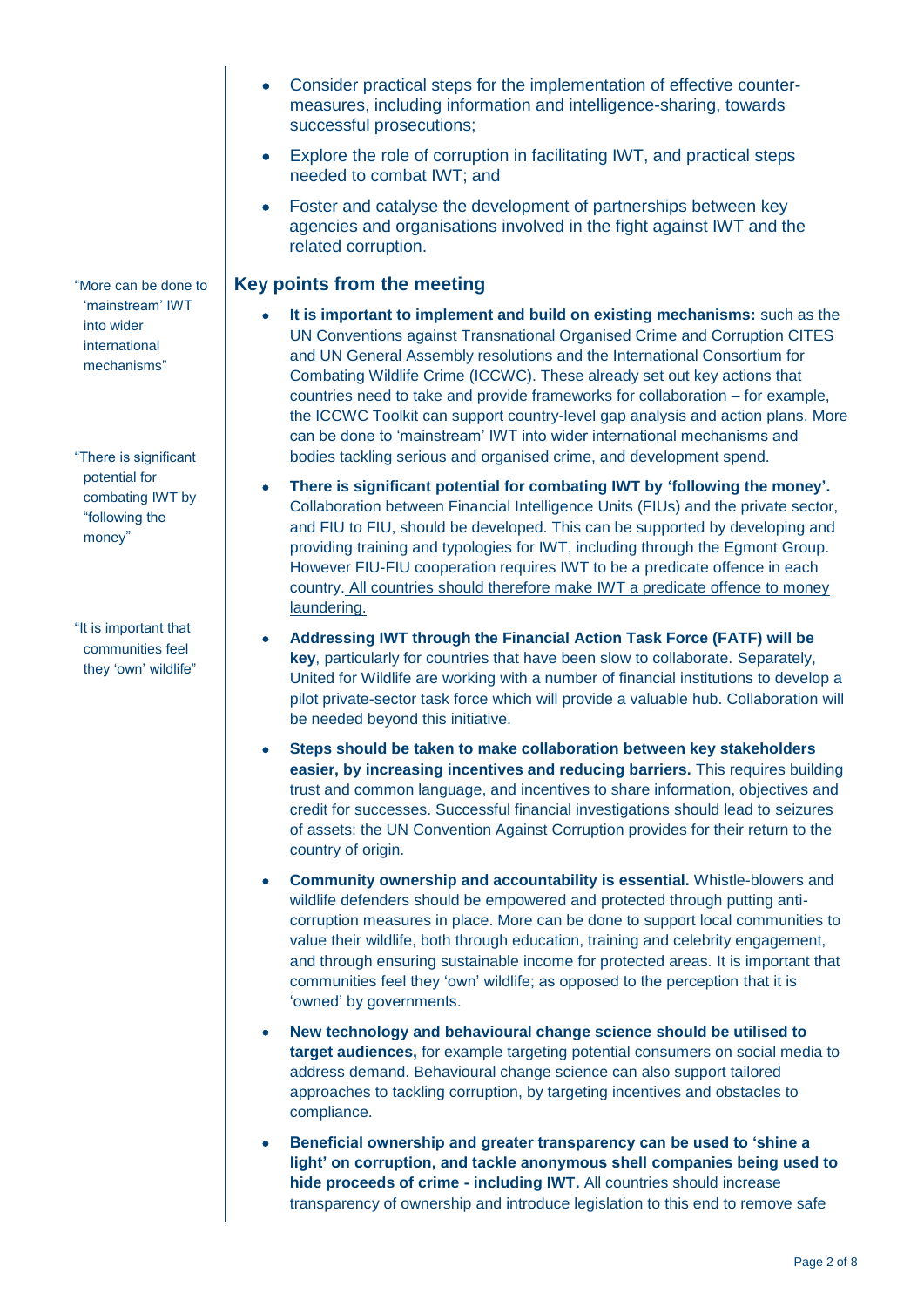- Consider practical steps for the implementation of effective counter-measures, including information and intelligence-sharing, towards successful prosecutions;
- Explore the role of corruption in facilitating IWT, and practical steps needed to combat IWT; and
- Foster and catalyse the development of partnerships between key agencies and organisations involved in the fight against IWT and the related corruption.

"More can be done to 'mainstream' IWT into wider international mechanisms"

"There is significant potential for combating IWT by "following the money"

"It is important that communities feel they 'own' wildlife"

## Key points from the meeting

- **It is important to implement and build on existing mechanisms:** such as the UN Conventions against Transnational Organised Crime and Corruption CITES and UN General Assembly resolutions and the International Consortium for Combating Wildlife Crime (ICCWC). These already set out key actions that countries need to take and provide frameworks for collaboration – for example, the ICCWC Toolkit can support country-level gap analysis and action plans. More can be done to 'mainstream' IWT into wider international mechanisms and bodies tackling serious and organised crime, and development spend.
- **There is significant potential for combating IWT by 'following the money'.** Collaboration between Financial Intelligence Units (FIUs) and the private sector, and FIU to FIU, should be developed. This can be supported by developing and providing training and typologies for IWT, including through the Egmont Group. However FIU-FIU cooperation requires IWT to be a predicate offence in each country. All countries should therefore make IWT a predicate offence to money laundering.
- **Addressing IWT through the Financial Action Task Force (FATF) will be key**, particularly for countries that have been slow to collaborate. Separately, United for Wildlife are working with a number of financial institutions to develop a pilot private-sector task force which will provide a valuable hub. Collaboration will be needed beyond this initiative.
- **Steps should be taken to make collaboration between key stakeholders easier, by increasing incentives and reducing barriers.** This requires building trust and common language, and incentives to share information, objectives and credit for successes. Successful financial investigations should lead to seizures of assets: the UN Convention Against Corruption provides for their return to the country of origin.
- **Community ownership and accountability is essential.** Whistle-blowers and wildlife defenders should be empowered and protected through putting anti-corruption measures in place. More can be done to support local communities to value their wildlife, both through education, training and celebrity engagement, and through ensuring sustainable income for protected areas. It is important that communities feel they 'own' wildlife; as opposed to the perception that it is 'owned' by governments.
- **New technology and behavioural change science should be utilised to target audiences,** for example targeting potential consumers on social media to address demand. Behavioural change science can also support tailored approaches to tackling corruption, by targeting incentives and obstacles to compliance.
- **Beneficial ownership and greater transparency can be used to 'shine a light' on corruption, and tackle anonymous shell companies being used to hide proceeds of crime - including IWT.** All countries should increase transparency of ownership and introduce legislation to this end to remove safe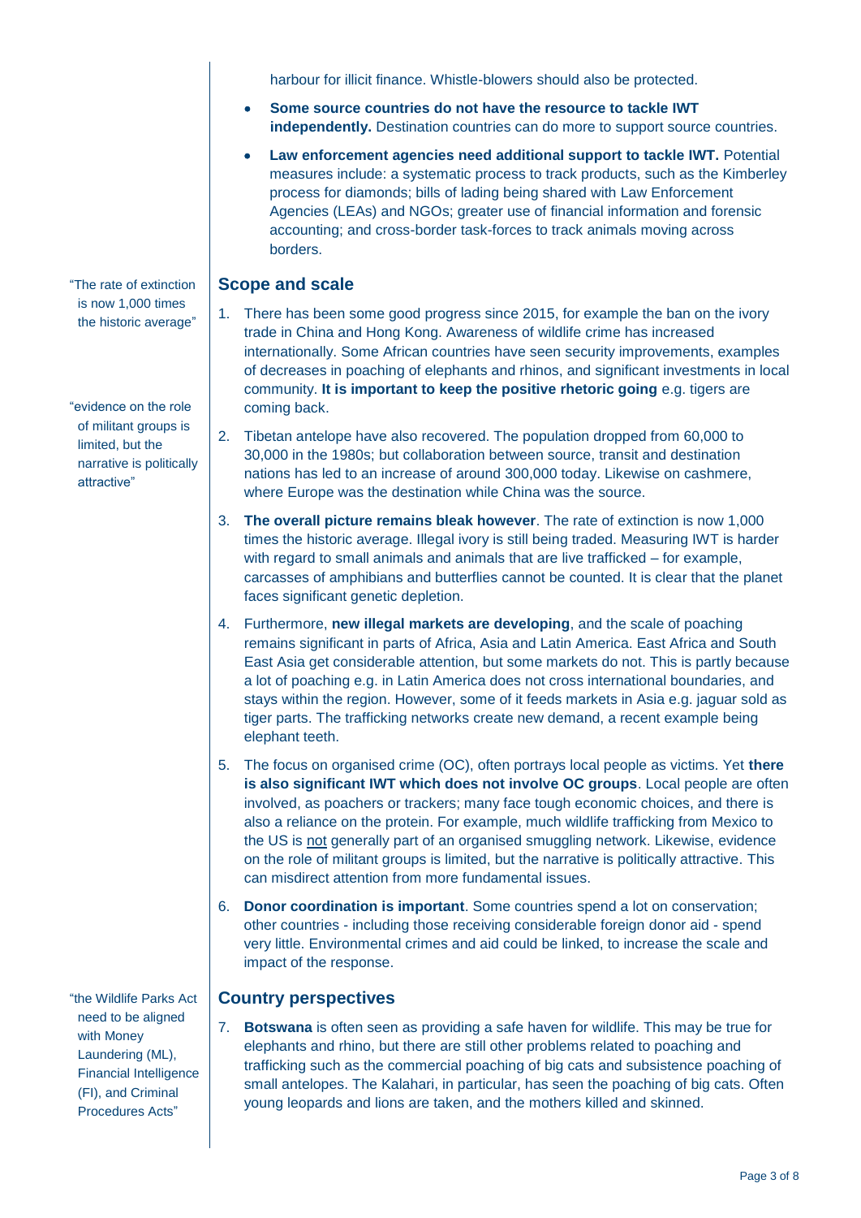harbour for illicit finance. Whistle-blowers should also be protected.

- **Some source countries do not have the resource to tackle IWT independently.** Destination countries can do more to support source countries.
- **Law enforcement agencies need additional support to tackle IWT.** Potential measures include: a systematic process to track products, such as the Kimberley process for diamonds; bills of lading being shared with Law Enforcement Agencies (LEAs) and NGOs; greater use of financial information and forensic accounting; and cross-border task-forces to track animals moving across borders.

"The rate of extinction is now 1,000 times the historic average"

"evidence on the role of militant groups is limited, but the narrative is politically attractive"

## Scope and scale

1. There has been some good progress since 2015, for example the ban on the ivory trade in China and Hong Kong. Awareness of wildlife crime has increased internationally. Some African countries have seen security improvements, examples of decreases in poaching of elephants and rhinos, and significant investments in local community. **It is important to keep the positive rhetoric going** e.g. tigers are coming back.
2. Tibetan antelope have also recovered. The population dropped from 60,000 to 30,000 in the 1980s; but collaboration between source, transit and destination nations has led to an increase of around 300,000 today. Likewise on cashmere, where Europe was the destination while China was the source.
3. **The overall picture remains bleak however**. The rate of extinction is now 1,000 times the historic average. Illegal ivory is still being traded. Measuring IWT is harder with regard to small animals and animals that are live trafficked – for example, carcasses of amphibians and butterflies cannot be counted. It is clear that the planet faces significant genetic depletion.
4. Furthermore, **new illegal markets are developing**, and the scale of poaching remains significant in parts of Africa, Asia and Latin America. East Africa and South East Asia get considerable attention, but some markets do not. This is partly because a lot of poaching e.g. in Latin America does not cross international boundaries, and stays within the region. However, some of it feeds markets in Asia e.g. jaguar sold as tiger parts. The trafficking networks create new demand, a recent example being elephant teeth.
5. The focus on organised crime (OC), often portrays local people as victims. Yet **there is also significant IWT which does not involve OC groups**. Local people are often involved, as poachers or trackers; many face tough economic choices, and there is also a reliance on the protein. For example, much wildlife trafficking from Mexico to the US is not generally part of an organised smuggling network. Likewise, evidence on the role of militant groups is limited, but the narrative is politically attractive. This can misdirect attention from more fundamental issues.
6. **Donor coordination is important**. Some countries spend a lot on conservation; other countries - including those receiving considerable foreign donor aid - spend very little. Environmental crimes and aid could be linked, to increase the scale and impact of the response.

"the Wildlife Parks Act need to be aligned with Money Laundering (ML), Financial Intelligence (FI), and Criminal Procedures Acts"

## Country perspectives

7. **Botswana** is often seen as providing a safe haven for wildlife. This may be true for elephants and rhino, but there are still other problems related to poaching and trafficking such as the commercial poaching of big cats and subsistence poaching of small antelopes. The Kalahari, in particular, has seen the poaching of big cats. Often young leopards and lions are taken, and the mothers killed and skinned.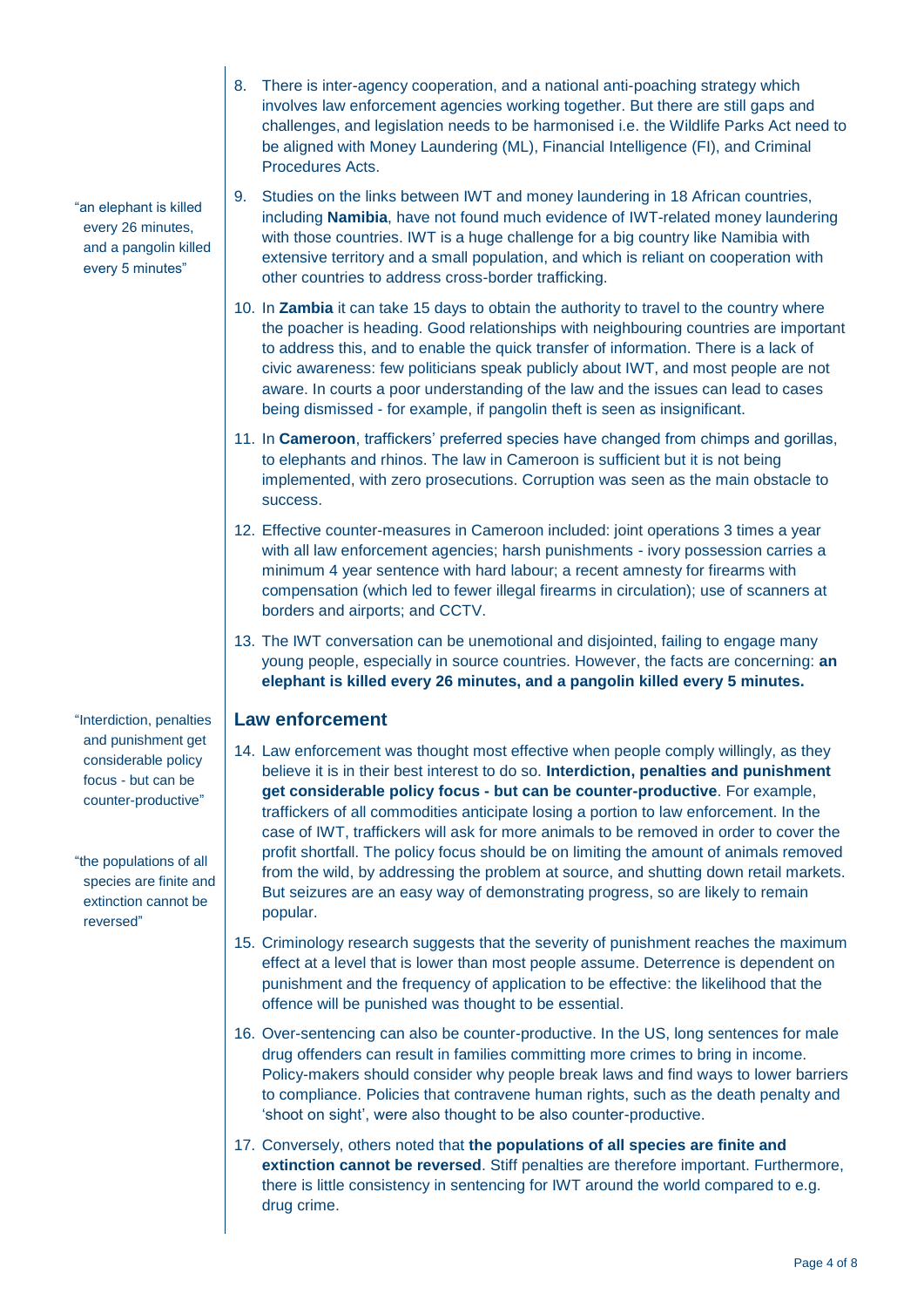8. There is inter-agency cooperation, and a national anti-poaching strategy which involves law enforcement agencies working together. But there are still gaps and challenges, and legislation needs to be harmonised i.e. the Wildlife Parks Act need to be aligned with Money Laundering (ML), Financial Intelligence (FI), and Criminal Procedures Acts.

9. Studies on the links between IWT and money laundering in 18 African countries, including **Namibia**, have not found much evidence of IWT-related money laundering with those countries. IWT is a huge challenge for a big country like Namibia with extensive territory and a small population, and which is reliant on cooperation with other countries to address cross-border trafficking.

10. In **Zambia** it can take 15 days to obtain the authority to travel to the country where the poacher is heading. Good relationships with neighbouring countries are important to address this, and to enable the quick transfer of information. There is a lack of civic awareness: few politicians speak publicly about IWT, and most people are not aware. In courts a poor understanding of the law and the issues can lead to cases being dismissed - for example, if pangolin theft is seen as insignificant.

11. In **Cameroon**, traffickers' preferred species have changed from chimps and gorillas, to elephants and rhinos. The law in Cameroon is sufficient but it is not being implemented, with zero prosecutions. Corruption was seen as the main obstacle to success.

12. Effective counter-measures in Cameroon included: joint operations 3 times a year with all law enforcement agencies; harsh punishments - ivory possession carries a minimum 4 year sentence with hard labour; a recent amnesty for firearms with compensation (which led to fewer illegal firearms in circulation); use of scanners at borders and airports; and CCTV.

13. The IWT conversation can be unemotional and disjointed, failing to engage many young people, especially in source countries. However, the facts are concerning: **an elephant is killed every 26 minutes, and a pangolin killed every 5 minutes.**

"an elephant is killed every 26 minutes, and a pangolin killed every 5 minutes"

## Law enforcement

14. Law enforcement was thought most effective when people comply willingly, as they believe it is in their best interest to do so. **Interdiction, penalties and punishment get considerable policy focus - but can be counter-productive**. For example, traffickers of all commodities anticipate losing a portion to law enforcement. In the case of IWT, traffickers will ask for more animals to be removed in order to cover the profit shortfall. The policy focus should be on limiting the amount of animals removed from the wild, by addressing the problem at source, and shutting down retail markets. But seizures are an easy way of demonstrating progress, so are likely to remain popular.

"Interdiction, penalties and punishment get considerable policy focus - but can be counter-productive"

15. Criminology research suggests that the severity of punishment reaches the maximum effect at a level that is lower than most people assume. Deterrence is dependent on punishment and the frequency of application to be effective: the likelihood that the offence will be punished was thought to be essential.

16. Over-sentencing can also be counter-productive. In the US, long sentences for male drug offenders can result in families committing more crimes to bring in income. Policy-makers should consider why people break laws and find ways to lower barriers to compliance. Policies that contravene human rights, such as the death penalty and 'shoot on sight', were also thought to be also counter-productive.

17. Conversely, others noted that **the populations of all species are finite and extinction cannot be reversed**. Stiff penalties are therefore important. Furthermore, there is little consistency in sentencing for IWT around the world compared to e.g. drug crime.

"the populations of all species are finite and extinction cannot be reversed"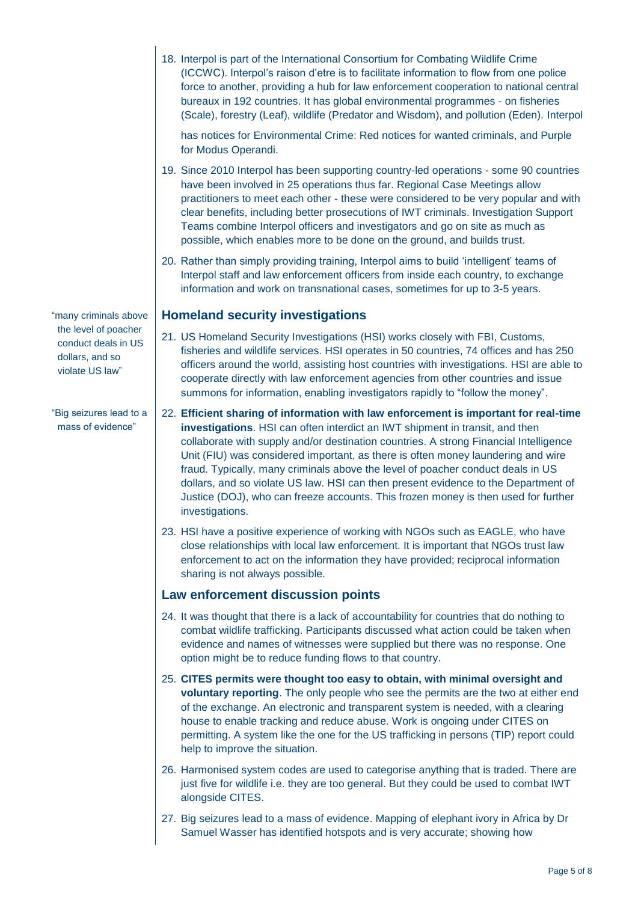18. Interpol is part of the International Consortium for Combating Wildlife Crime (ICCWC). Interpol's raison d'etre is to facilitate information to flow from one police force to another, providing a hub for law enforcement cooperation to national central bureaux in 192 countries. It has global environmental programmes - on fisheries (Scale), forestry (Leaf), wildlife (Predator and Wisdom), and pollution (Eden). Interpol has notices for Environmental Crime: Red notices for wanted criminals, and Purple for Modus Operandi.

19. Since 2010 Interpol has been supporting country-led operations - some 90 countries have been involved in 25 operations thus far. Regional Case Meetings allow practitioners to meet each other - these were considered to be very popular and with clear benefits, including better prosecutions of IWT criminals. Investigation Support Teams combine Interpol officers and investigators and go on site as much as possible, which enables more to be done on the ground, and builds trust.

20. Rather than simply providing training, Interpol aims to build 'intelligent' teams of Interpol staff and law enforcement officers from inside each country, to exchange information and work on transnational cases, sometimes for up to 3-5 years.

## Homeland security investigations

"many criminals above the level of poacher conduct deals in US dollars, and so violate US law"

21. US Homeland Security Investigations (HSI) works closely with FBI, Customs, fisheries and wildlife services. HSI operates in 50 countries, 74 offices and has 250 officers around the world, assisting host countries with investigations. HSI are able to cooperate directly with law enforcement agencies from other countries and issue summons for information, enabling investigators rapidly to "follow the money".

"Big seizures lead to a mass of evidence"

22. **Efficient sharing of information with law enforcement is important for real-time investigations**. HSI can often interdict an IWT shipment in transit, and then collaborate with supply and/or destination countries. A strong Financial Intelligence Unit (FIU) was considered important, as there is often money laundering and wire fraud. Typically, many criminals above the level of poacher conduct deals in US dollars, and so violate US law. HSI can then present evidence to the Department of Justice (DOJ), who can freeze accounts. This frozen money is then used for further investigations.

23. HSI have a positive experience of working with NGOs such as EAGLE, who have close relationships with local law enforcement. It is important that NGOs trust law enforcement to act on the information they have provided; reciprocal information sharing is not always possible.

## Law enforcement discussion points

24. It was thought that there is a lack of accountability for countries that do nothing to combat wildlife trafficking. Participants discussed what action could be taken when evidence and names of witnesses were supplied but there was no response. One option might be to reduce funding flows to that country.

25. **CITES permits were thought too easy to obtain, with minimal oversight and voluntary reporting**. The only people who see the permits are the two at either end of the exchange. An electronic and transparent system is needed, with a clearing house to enable tracking and reduce abuse. Work is ongoing under CITES on permitting. A system like the one for the US trafficking in persons (TIP) report could help to improve the situation.

26. Harmonised system codes are used to categorise anything that is traded. There are just five for wildlife i.e. they are too general. But they could be used to combat IWT alongside CITES.

27. Big seizures lead to a mass of evidence. Mapping of elephant ivory in Africa by Dr Samuel Wasser has identified hotspots and is very accurate; showing how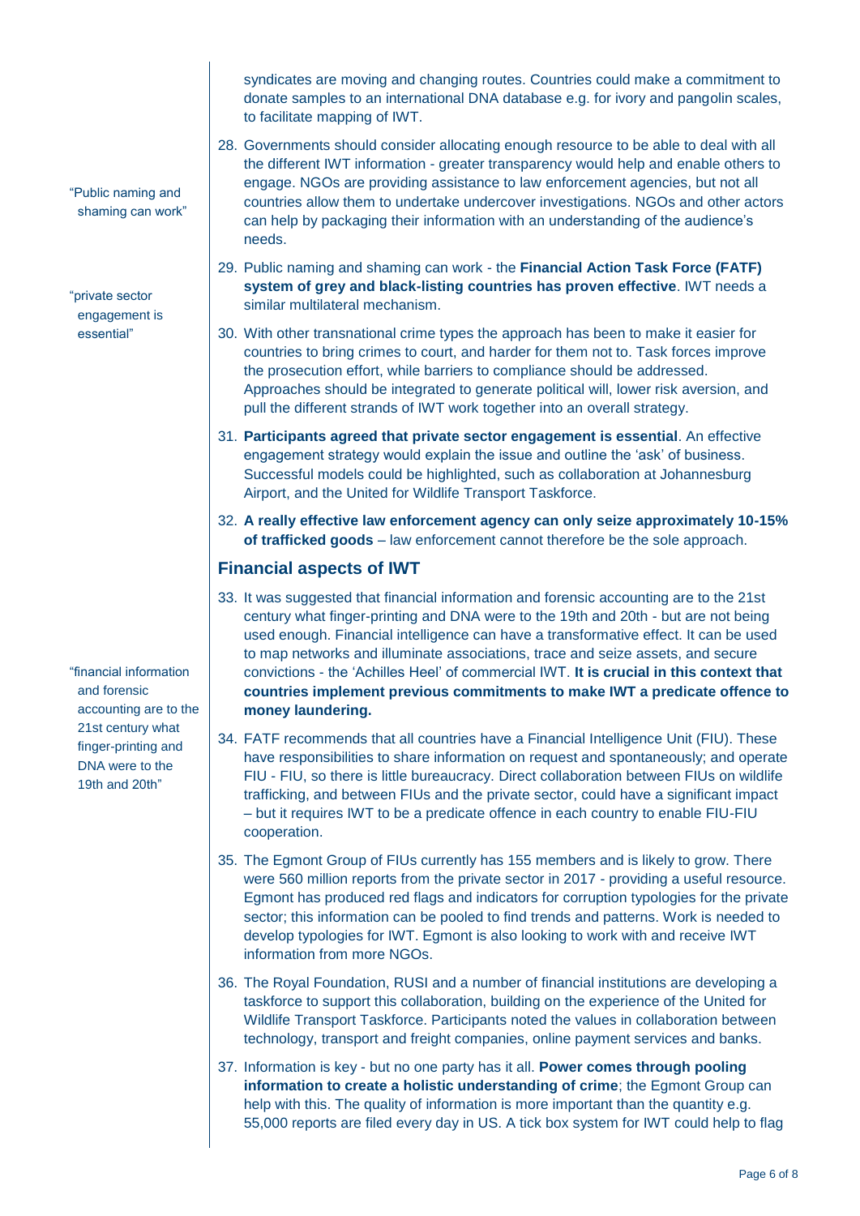syndicates are moving and changing routes. Countries could make a commitment to donate samples to an international DNA database e.g. for ivory and pangolin scales, to facilitate mapping of IWT.

28. Governments should consider allocating enough resource to be able to deal with all the different IWT information - greater transparency would help and enable others to engage. NGOs are providing assistance to law enforcement agencies, but not all countries allow them to undertake undercover investigations. NGOs and other actors can help by packaging their information with an understanding of the audience's needs.

"Public naming and shaming can work"

29. Public naming and shaming can work - the **Financial Action Task Force (FATF) system of grey and black-listing countries has proven effective**. IWT needs a similar multilateral mechanism.

"private sector engagement is essential"

30. With other transnational crime types the approach has been to make it easier for countries to bring crimes to court, and harder for them not to. Task forces improve the prosecution effort, while barriers to compliance should be addressed. Approaches should be integrated to generate political will, lower risk aversion, and pull the different strands of IWT work together into an overall strategy.

31. **Participants agreed that private sector engagement is essential**. An effective engagement strategy would explain the issue and outline the 'ask' of business. Successful models could be highlighted, such as collaboration at Johannesburg Airport, and the United for Wildlife Transport Taskforce.

32. **A really effective law enforcement agency can only seize approximately 10-15% of trafficked goods** – law enforcement cannot therefore be the sole approach.

## Financial aspects of IWT

"financial information and forensic accounting are to the 21st century what finger-printing and DNA were to the 19th and 20th"

33. It was suggested that financial information and forensic accounting are to the 21st century what finger-printing and DNA were to the 19th and 20th - but are not being used enough. Financial intelligence can have a transformative effect. It can be used to map networks and illuminate associations, trace and seize assets, and secure convictions - the 'Achilles Heel' of commercial IWT. **It is crucial in this context that countries implement previous commitments to make IWT a predicate offence to money laundering.**

34. FATF recommends that all countries have a Financial Intelligence Unit (FIU). These have responsibilities to share information on request and spontaneously; and operate FIU - FIU, so there is little bureaucracy. Direct collaboration between FIUs on wildlife trafficking, and between FIUs and the private sector, could have a significant impact – but it requires IWT to be a predicate offence in each country to enable FIU-FIU cooperation.

35. The Egmont Group of FIUs currently has 155 members and is likely to grow. There were 560 million reports from the private sector in 2017 - providing a useful resource. Egmont has produced red flags and indicators for corruption typologies for the private sector; this information can be pooled to find trends and patterns. Work is needed to develop typologies for IWT. Egmont is also looking to work with and receive IWT information from more NGOs.

36. The Royal Foundation, RUSI and a number of financial institutions are developing a taskforce to support this collaboration, building on the experience of the United for Wildlife Transport Taskforce. Participants noted the values in collaboration between technology, transport and freight companies, online payment services and banks.

37. Information is key - but no one party has it all. **Power comes through pooling information to create a holistic understanding of crime**; the Egmont Group can help with this. The quality of information is more important than the quantity e.g. 55,000 reports are filed every day in US. A tick box system for IWT could help to flag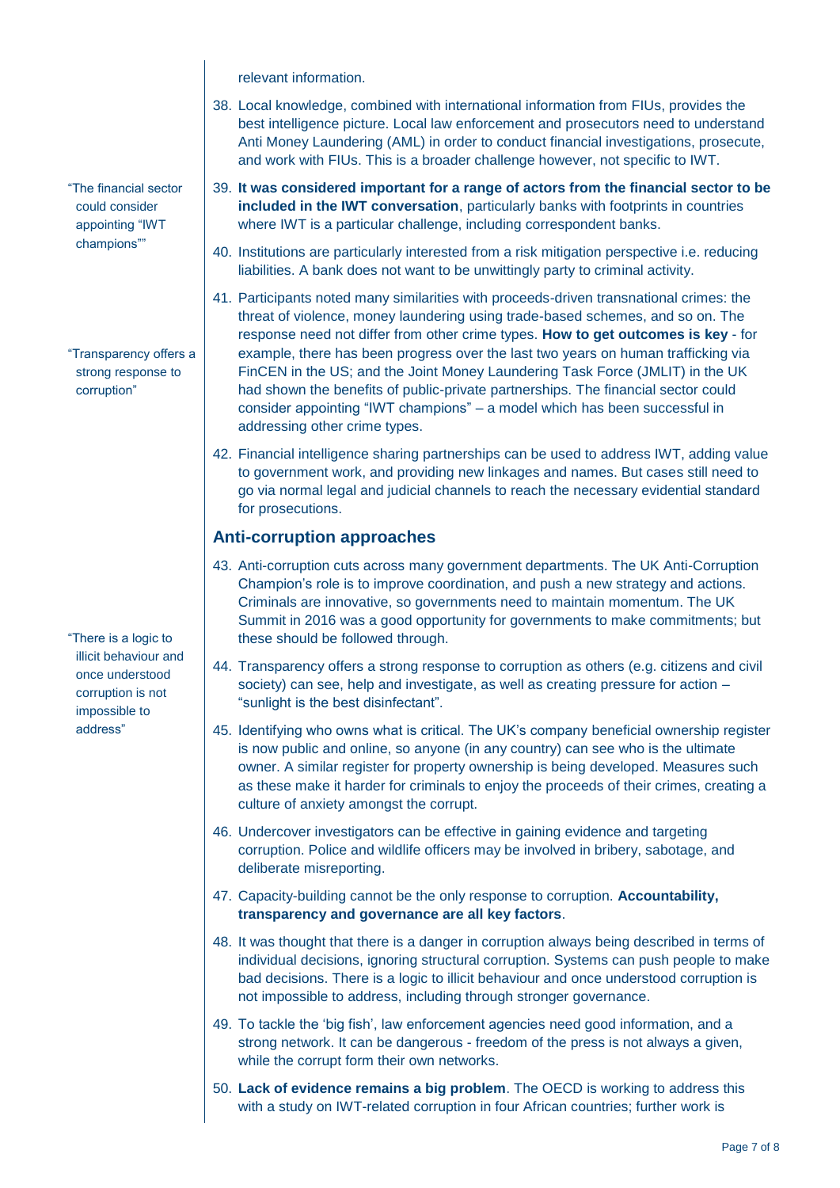relevant information.

38. Local knowledge, combined with international information from FIUs, provides the best intelligence picture. Local law enforcement and prosecutors need to understand Anti Money Laundering (AML) in order to conduct financial investigations, prosecute, and work with FIUs. This is a broader challenge however, not specific to IWT.

39. **It was considered important for a range of actors from the financial sector to be included in the IWT conversation**, particularly banks with footprints in countries where IWT is a particular challenge, including correspondent banks.

40. Institutions are particularly interested from a risk mitigation perspective i.e. reducing liabilities. A bank does not want to be unwittingly party to criminal activity.

41. Participants noted many similarities with proceeds-driven transnational crimes: the threat of violence, money laundering using trade-based schemes, and so on. The response need not differ from other crime types. **How to get outcomes is key** - for example, there has been progress over the last two years on human trafficking via FinCEN in the US; and the Joint Money Laundering Task Force (JMLIT) in the UK had shown the benefits of public-private partnerships. The financial sector could consider appointing "IWT champions" – a model which has been successful in addressing other crime types.

42. Financial intelligence sharing partnerships can be used to address IWT, adding value to government work, and providing new linkages and names. But cases still need to go via normal legal and judicial channels to reach the necessary evidential standard for prosecutions.

"The financial sector could consider appointing "IWT champions""

## Anti-corruption approaches

43. Anti-corruption cuts across many government departments. The UK Anti-Corruption Champion's role is to improve coordination, and push a new strategy and actions. Criminals are innovative, so governments need to maintain momentum. The UK Summit in 2016 was a good opportunity for governments to make commitments; but these should be followed through.

44. Transparency offers a strong response to corruption as others (e.g. citizens and civil society) can see, help and investigate, as well as creating pressure for action – "sunlight is the best disinfectant".

"Transparency offers a strong response to corruption"

45. Identifying who owns what is critical. The UK's company beneficial ownership register is now public and online, so anyone (in any country) can see who is the ultimate owner. A similar register for property ownership is being developed. Measures such as these make it harder for criminals to enjoy the proceeds of their crimes, creating a culture of anxiety amongst the corrupt.

46. Undercover investigators can be effective in gaining evidence and targeting corruption. Police and wildlife officers may be involved in bribery, sabotage, and deliberate misreporting.

47. Capacity-building cannot be the only response to corruption. **Accountability, transparency and governance are all key factors**.

48. It was thought that there is a danger in corruption always being described in terms of individual decisions, ignoring structural corruption. Systems can push people to make bad decisions. There is a logic to illicit behaviour and once understood corruption is not impossible to address, including through stronger governance.

"There is a logic to illicit behaviour and once understood corruption is not impossible to address"

49. To tackle the 'big fish', law enforcement agencies need good information, and a strong network. It can be dangerous - freedom of the press is not always a given, while the corrupt form their own networks.

50. **Lack of evidence remains a big problem**. The OECD is working to address this with a study on IWT-related corruption in four African countries; further work is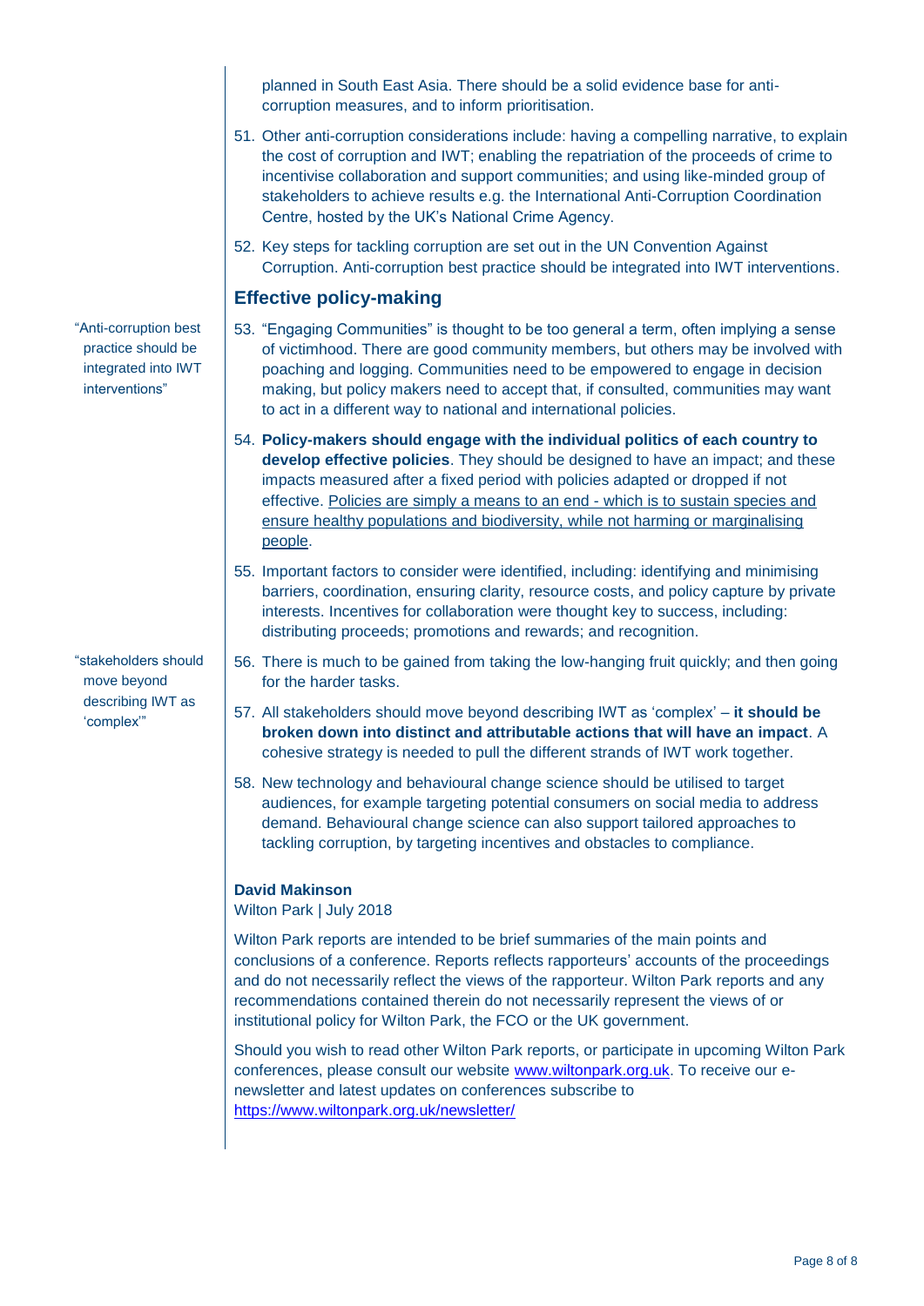planned in South East Asia. There should be a solid evidence base for anti-corruption measures, and to inform prioritisation.

51. Other anti-corruption considerations include: having a compelling narrative, to explain the cost of corruption and IWT; enabling the repatriation of the proceeds of crime to incentivise collaboration and support communities; and using like-minded group of stakeholders to achieve results e.g. the International Anti-Corruption Coordination Centre, hosted by the UK's National Crime Agency.

52. Key steps for tackling corruption are set out in the UN Convention Against Corruption. Anti-corruption best practice should be integrated into IWT interventions.

## Effective policy-making

"Anti-corruption best practice should be integrated into IWT interventions"

53. "Engaging Communities" is thought to be too general a term, often implying a sense of victimhood. There are good community members, but others may be involved with poaching and logging. Communities need to be empowered to engage in decision making, but policy makers need to accept that, if consulted, communities may want to act in a different way to national and international policies.

54. **Policy-makers should engage with the individual politics of each country to develop effective policies**. They should be designed to have an impact; and these impacts measured after a fixed period with policies adapted or dropped if not effective. Policies are simply a means to an end - which is to sustain species and ensure healthy populations and biodiversity, while not harming or marginalising people.

55. Important factors to consider were identified, including: identifying and minimising barriers, coordination, ensuring clarity, resource costs, and policy capture by private interests. Incentives for collaboration were thought key to success, including: distributing proceeds; promotions and rewards; and recognition.

"stakeholders should move beyond describing IWT as 'complex'"

56. There is much to be gained from taking the low-hanging fruit quickly; and then going for the harder tasks.

57. All stakeholders should move beyond describing IWT as 'complex' – **it should be broken down into distinct and attributable actions that will have an impact**. A cohesive strategy is needed to pull the different strands of IWT work together.

58. New technology and behavioural change science should be utilised to target audiences, for example targeting potential consumers on social media to address demand. Behavioural change science can also support tailored approaches to tackling corruption, by targeting incentives and obstacles to compliance.

**David Makinson**
Wilton Park | July 2018

Wilton Park reports are intended to be brief summaries of the main points and conclusions of a conference. Reports reflects rapporteurs' accounts of the proceedings and do not necessarily reflect the views of the rapporteur. Wilton Park reports and any recommendations contained therein do not necessarily represent the views of or institutional policy for Wilton Park, the FCO or the UK government.

Should you wish to read other Wilton Park reports, or participate in upcoming Wilton Park conferences, please consult our website www.wiltonpark.org.uk. To receive our e-newsletter and latest updates on conferences subscribe to https://www.wiltonpark.org.uk/newsletter/